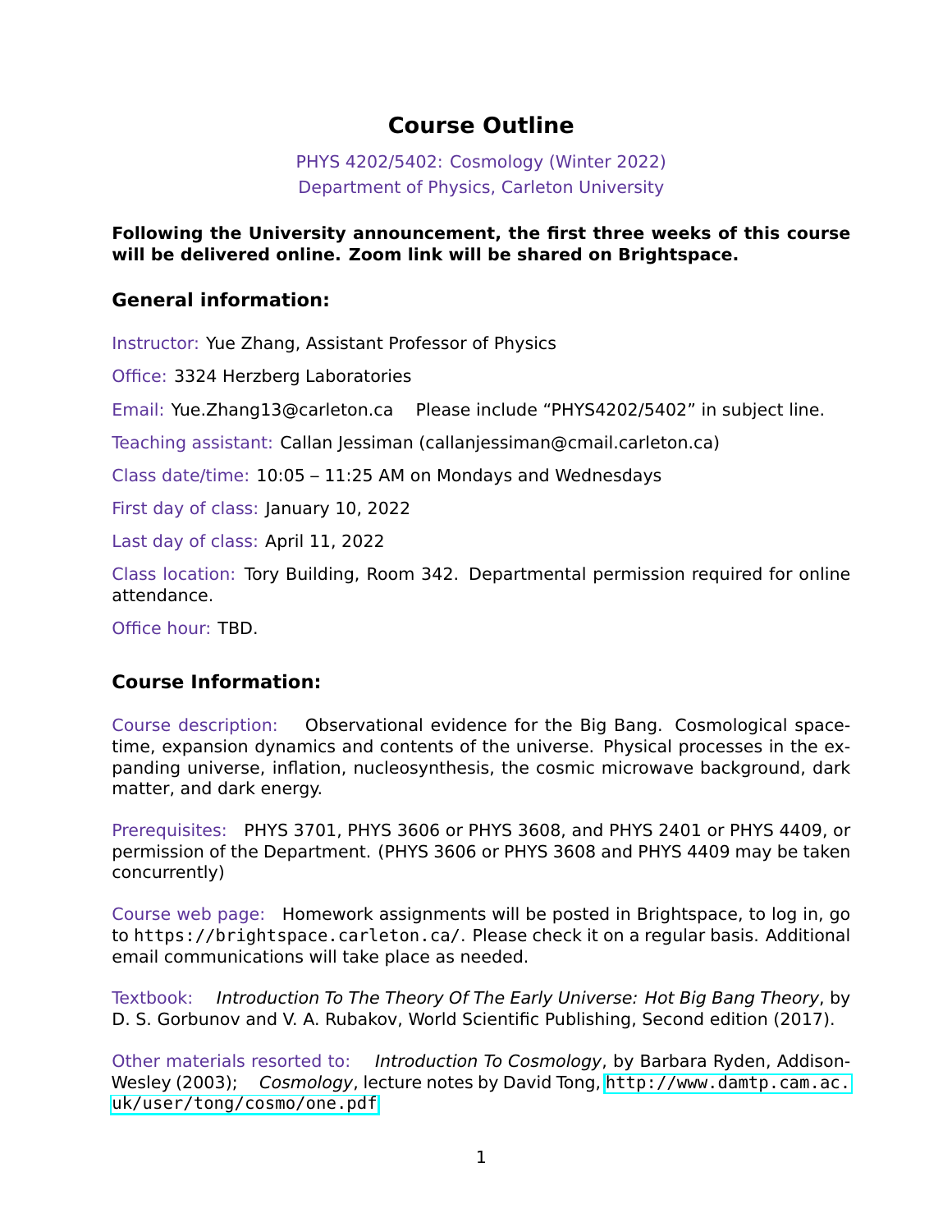# Course Outline

PHYS 4202/5402: Cosmology (Winter 2022)
Department of Physics, Carleton University

**Following the University announcement, the first three weeks of this course will be delivered online. Zoom link will be shared on Brightspace.**

## General information:

Instructor: Yue Zhang, Assistant Professor of Physics

Office: 3324 Herzberg Laboratories

Email: Yue.Zhang13@carleton.ca Please include "PHYS4202/5402" in subject line.

Teaching assistant: Callan Jessiman (callanjessiman@cmail.carleton.ca)

Class date/time: 10:05 – 11:25 AM on Mondays and Wednesdays

First day of class: January 10, 2022

Last day of class: April 11, 2022

Class location: Tory Building, Room 342. Departmental permission required for online attendance.

Office hour: TBD.

## Course Information:

Course description: Observational evidence for the Big Bang. Cosmological space-time, expansion dynamics and contents of the universe. Physical processes in the expanding universe, inflation, nucleosynthesis, the cosmic microwave background, dark matter, and dark energy.

Prerequisites: PHYS 3701, PHYS 3606 or PHYS 3608, and PHYS 2401 or PHYS 4409, or permission of the Department. (PHYS 3606 or PHYS 3608 and PHYS 4409 may be taken concurrently)

Course web page: Homework assignments will be posted in Brightspace, to log in, go to `https://brightspace.carleton.ca/`. Please check it on a regular basis. Additional email communications will take place as needed.

Textbook: *Introduction To The Theory Of The Early Universe: Hot Big Bang Theory*, by D. S. Gorbunov and V. A. Rubakov, World Scientific Publishing, Second edition (2017).

Other materials resorted to: *Introduction To Cosmology*, by Barbara Ryden, Addison-Wesley (2003); *Cosmology*, lecture notes by David Tong, `http://www.damtp.cam.ac.uk/user/tong/cosmo/one.pdf`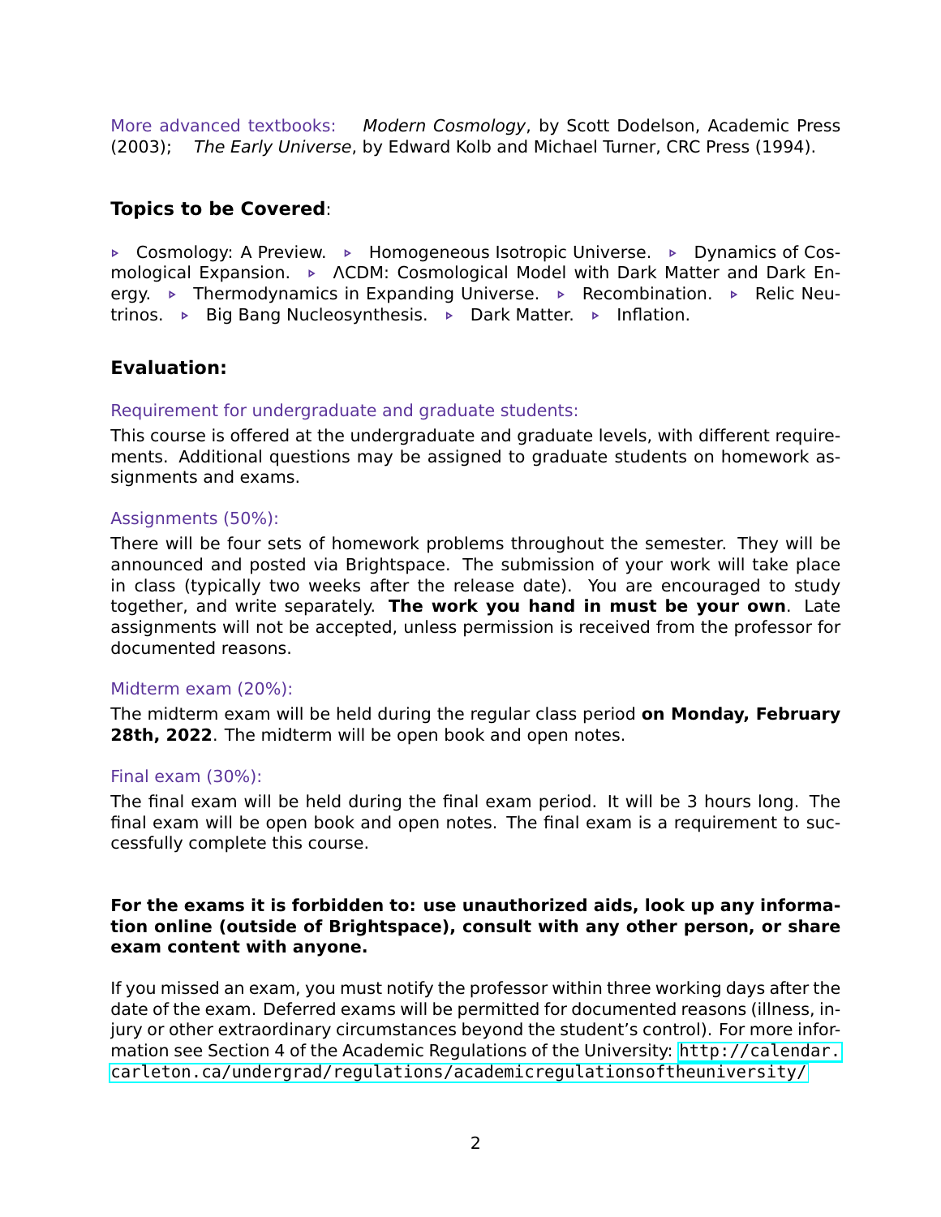More advanced textbooks: *Modern Cosmology*, by Scott Dodelson, Academic Press (2003); *The Early Universe*, by Edward Kolb and Michael Turner, CRC Press (1994).

## Topics to be Covered:

▹ Cosmology: A Preview. ▹ Homogeneous Isotropic Universe. ▹ Dynamics of Cosmological Expansion. ▹ ΛCDM: Cosmological Model with Dark Matter and Dark Energy. ▹ Thermodynamics in Expanding Universe. ▹ Recombination. ▹ Relic Neutrinos. ▹ Big Bang Nucleosynthesis. ▹ Dark Matter. ▹ Inflation.

## Evaluation:

### Requirement for undergraduate and graduate students:

This course is offered at the undergraduate and graduate levels, with different requirements. Additional questions may be assigned to graduate students on homework assignments and exams.

### Assignments (50%):

There will be four sets of homework problems throughout the semester. They will be announced and posted via Brightspace. The submission of your work will take place in class (typically two weeks after the release date). You are encouraged to study together, and write separately. **The work you hand in must be your own**. Late assignments will not be accepted, unless permission is received from the professor for documented reasons.

### Midterm exam (20%):

The midterm exam will be held during the regular class period **on Monday, February 28th, 2022**. The midterm will be open book and open notes.

### Final exam (30%):

The final exam will be held during the final exam period. It will be 3 hours long. The final exam will be open book and open notes. The final exam is a requirement to successfully complete this course.

**For the exams it is forbidden to: use unauthorized aids, look up any information online (outside of Brightspace), consult with any other person, or share exam content with anyone.**

If you missed an exam, you must notify the professor within three working days after the date of the exam. Deferred exams will be permitted for documented reasons (illness, injury or other extraordinary circumstances beyond the student's control). For more information see Section 4 of the Academic Regulations of the University: http://calendar.carleton.ca/undergrad/regulations/academicregulationsoftheuniversity/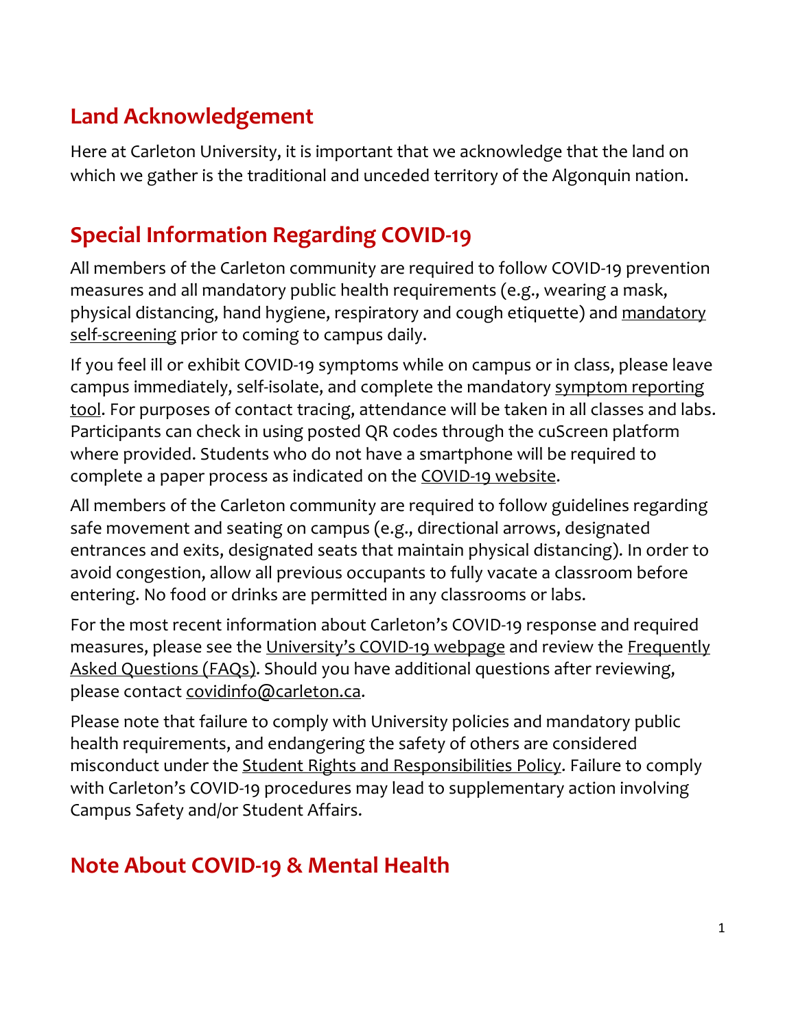## Land Acknowledgement

Here at Carleton University, it is important that we acknowledge that the land on which we gather is the traditional and unceded territory of the Algonquin nation.

## Special Information Regarding COVID-19

All members of the Carleton community are required to follow COVID-19 prevention measures and all mandatory public health requirements (e.g., wearing a mask, physical distancing, hand hygiene, respiratory and cough etiquette) and mandatory self-screening prior to coming to campus daily.

If you feel ill or exhibit COVID-19 symptoms while on campus or in class, please leave campus immediately, self-isolate, and complete the mandatory symptom reporting tool. For purposes of contact tracing, attendance will be taken in all classes and labs. Participants can check in using posted QR codes through the cuScreen platform where provided. Students who do not have a smartphone will be required to complete a paper process as indicated on the COVID-19 website.

All members of the Carleton community are required to follow guidelines regarding safe movement and seating on campus (e.g., directional arrows, designated entrances and exits, designated seats that maintain physical distancing). In order to avoid congestion, allow all previous occupants to fully vacate a classroom before entering. No food or drinks are permitted in any classrooms or labs.

For the most recent information about Carleton's COVID-19 response and required measures, please see the University's COVID-19 webpage and review the Frequently Asked Questions (FAQs). Should you have additional questions after reviewing, please contact covidinfo@carleton.ca.

Please note that failure to comply with University policies and mandatory public health requirements, and endangering the safety of others are considered misconduct under the Student Rights and Responsibilities Policy. Failure to comply with Carleton's COVID-19 procedures may lead to supplementary action involving Campus Safety and/or Student Affairs.

## Note About COVID-19 & Mental Health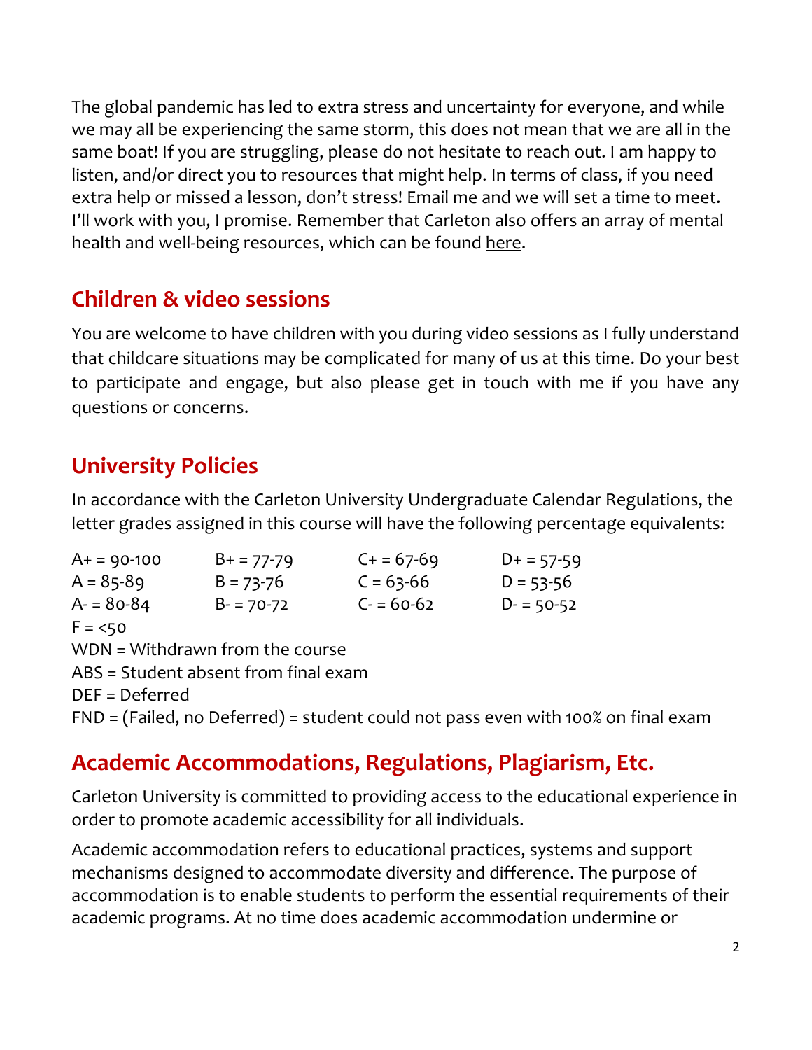The global pandemic has led to extra stress and uncertainty for everyone, and while we may all be experiencing the same storm, this does not mean that we are all in the same boat! If you are struggling, please do not hesitate to reach out. I am happy to listen, and/or direct you to resources that might help. In terms of class, if you need extra help or missed a lesson, don't stress! Email me and we will set a time to meet. I'll work with you, I promise. Remember that Carleton also offers an array of mental health and well-being resources, which can be found here.

## Children & video sessions

You are welcome to have children with you during video sessions as I fully understand that childcare situations may be complicated for many of us at this time. Do your best to participate and engage, but also please get in touch with me if you have any questions or concerns.

## University Policies

In accordance with the Carleton University Undergraduate Calendar Regulations, the letter grades assigned in this course will have the following percentage equivalents:

| | | | |
|---|---|---|---|
| A+ = 90-100 | B+ = 77-79 | C+ = 67-69 | D+ = 57-59 |
| A = 85-89 | B = 73-76 | C = 63-66 | D = 53-56 |
| A- = 80-84 | B- = 70-72 | C- = 60-62 | D- = 50-52 |

F = <50
WDN = Withdrawn from the course
ABS = Student absent from final exam
DEF = Deferred
FND = (Failed, no Deferred) = student could not pass even with 100% on final exam

## Academic Accommodations, Regulations, Plagiarism, Etc.

Carleton University is committed to providing access to the educational experience in order to promote academic accessibility for all individuals.

Academic accommodation refers to educational practices, systems and support mechanisms designed to accommodate diversity and difference. The purpose of accommodation is to enable students to perform the essential requirements of their academic programs. At no time does academic accommodation undermine or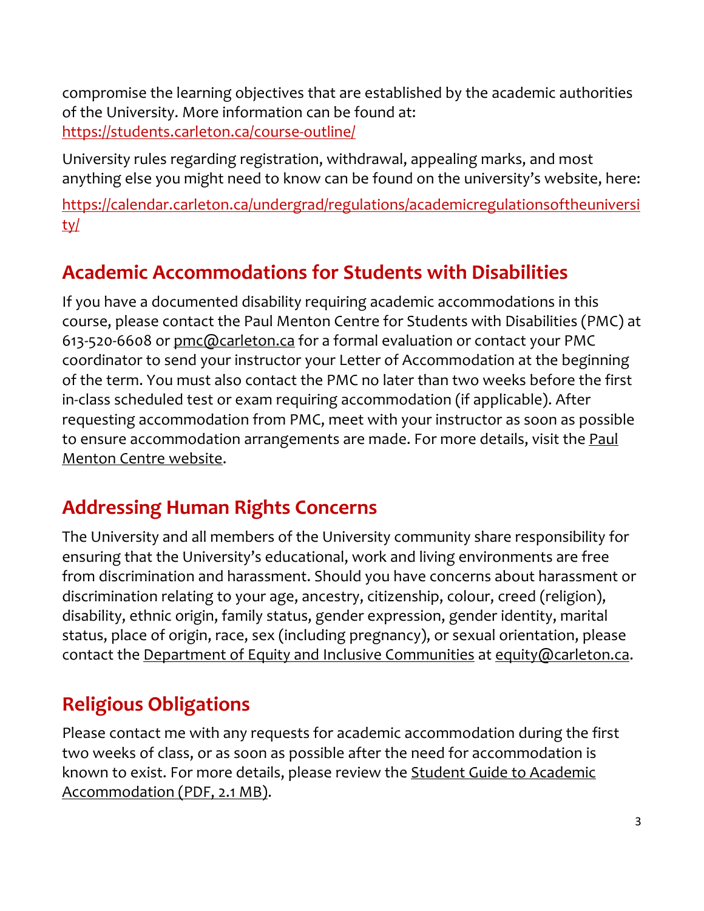compromise the learning objectives that are established by the academic authorities of the University. More information can be found at: https://students.carleton.ca/course-outline/

University rules regarding registration, withdrawal, appealing marks, and most anything else you might need to know can be found on the university's website, here:

https://calendar.carleton.ca/undergrad/regulations/academicregulationsoftheuniversity/

## Academic Accommodations for Students with Disabilities

If you have a documented disability requiring academic accommodations in this course, please contact the Paul Menton Centre for Students with Disabilities (PMC) at 613-520-6608 or pmc@carleton.ca for a formal evaluation or contact your PMC coordinator to send your instructor your Letter of Accommodation at the beginning of the term. You must also contact the PMC no later than two weeks before the first in-class scheduled test or exam requiring accommodation (if applicable). After requesting accommodation from PMC, meet with your instructor as soon as possible to ensure accommodation arrangements are made. For more details, visit the Paul Menton Centre website.

## Addressing Human Rights Concerns

The University and all members of the University community share responsibility for ensuring that the University's educational, work and living environments are free from discrimination and harassment. Should you have concerns about harassment or discrimination relating to your age, ancestry, citizenship, colour, creed (religion), disability, ethnic origin, family status, gender expression, gender identity, marital status, place of origin, race, sex (including pregnancy), or sexual orientation, please contact the Department of Equity and Inclusive Communities at equity@carleton.ca.

## Religious Obligations

Please contact me with any requests for academic accommodation during the first two weeks of class, or as soon as possible after the need for accommodation is known to exist. For more details, please review the Student Guide to Academic Accommodation (PDF, 2.1 MB).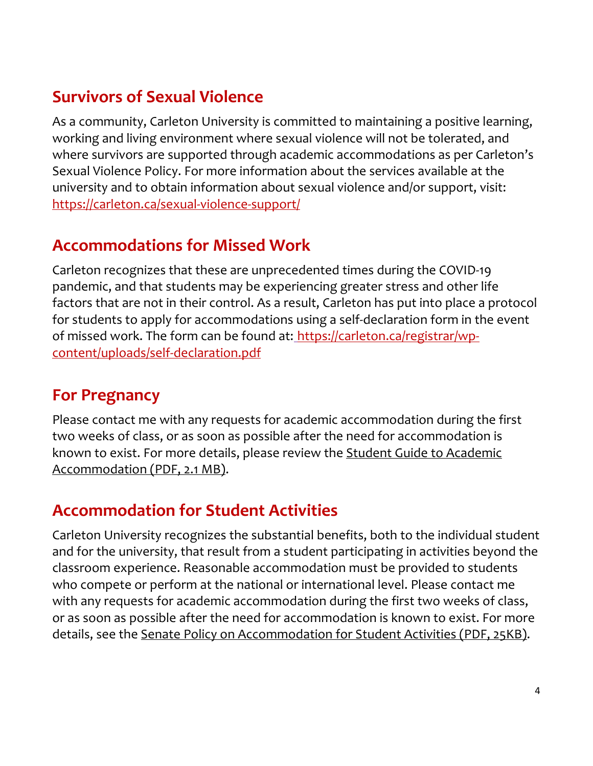## Survivors of Sexual Violence

As a community, Carleton University is committed to maintaining a positive learning, working and living environment where sexual violence will not be tolerated, and where survivors are supported through academic accommodations as per Carleton's Sexual Violence Policy. For more information about the services available at the university and to obtain information about sexual violence and/or support, visit: https://carleton.ca/sexual-violence-support/

## Accommodations for Missed Work

Carleton recognizes that these are unprecedented times during the COVID-19 pandemic, and that students may be experiencing greater stress and other life factors that are not in their control. As a result, Carleton has put into place a protocol for students to apply for accommodations using a self-declaration form in the event of missed work. The form can be found at: https://carleton.ca/registrar/wp-content/uploads/self-declaration.pdf

## For Pregnancy

Please contact me with any requests for academic accommodation during the first two weeks of class, or as soon as possible after the need for accommodation is known to exist. For more details, please review the Student Guide to Academic Accommodation (PDF, 2.1 MB).

## Accommodation for Student Activities

Carleton University recognizes the substantial benefits, both to the individual student and for the university, that result from a student participating in activities beyond the classroom experience. Reasonable accommodation must be provided to students who compete or perform at the national or international level. Please contact me with any requests for academic accommodation during the first two weeks of class, or as soon as possible after the need for accommodation is known to exist. For more details, see the Senate Policy on Accommodation for Student Activities (PDF, 25KB).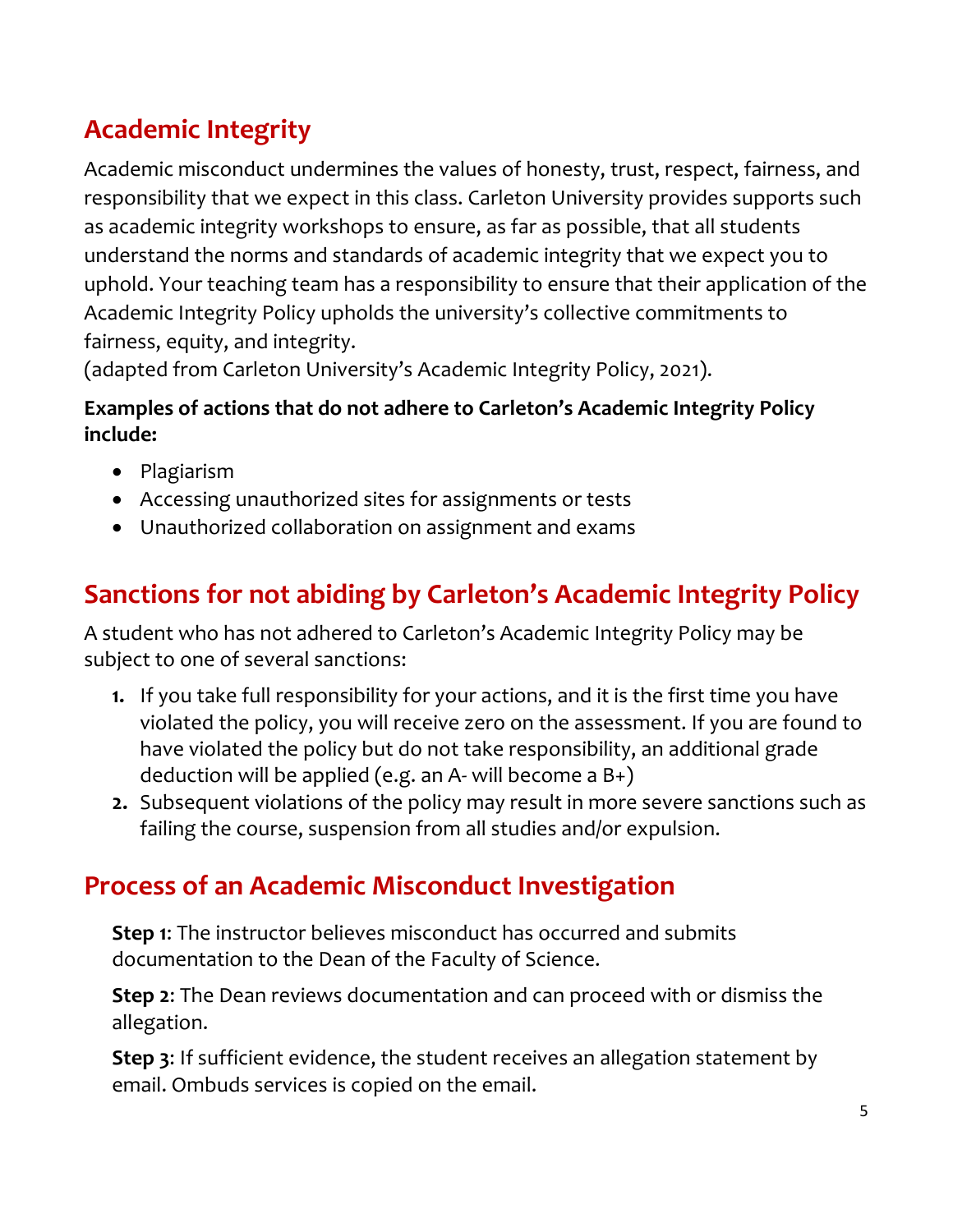## Academic Integrity

Academic misconduct undermines the values of honesty, trust, respect, fairness, and responsibility that we expect in this class. Carleton University provides supports such as academic integrity workshops to ensure, as far as possible, that all students understand the norms and standards of academic integrity that we expect you to uphold. Your teaching team has a responsibility to ensure that their application of the Academic Integrity Policy upholds the university's collective commitments to fairness, equity, and integrity.
(adapted from Carleton University's Academic Integrity Policy, 2021).

**Examples of actions that do not adhere to Carleton's Academic Integrity Policy include:**

- Plagiarism
- Accessing unauthorized sites for assignments or tests
- Unauthorized collaboration on assignment and exams

## Sanctions for not abiding by Carleton's Academic Integrity Policy

A student who has not adhered to Carleton's Academic Integrity Policy may be subject to one of several sanctions:

1. If you take full responsibility for your actions, and it is the first time you have violated the policy, you will receive zero on the assessment. If you are found to have violated the policy but do not take responsibility, an additional grade deduction will be applied (e.g. an A- will become a B+)
2. Subsequent violations of the policy may result in more severe sanctions such as failing the course, suspension from all studies and/or expulsion.

## Process of an Academic Misconduct Investigation

**Step 1**: The instructor believes misconduct has occurred and submits documentation to the Dean of the Faculty of Science.

**Step 2**: The Dean reviews documentation and can proceed with or dismiss the allegation.

**Step 3**: If sufficient evidence, the student receives an allegation statement by email. Ombuds services is copied on the email.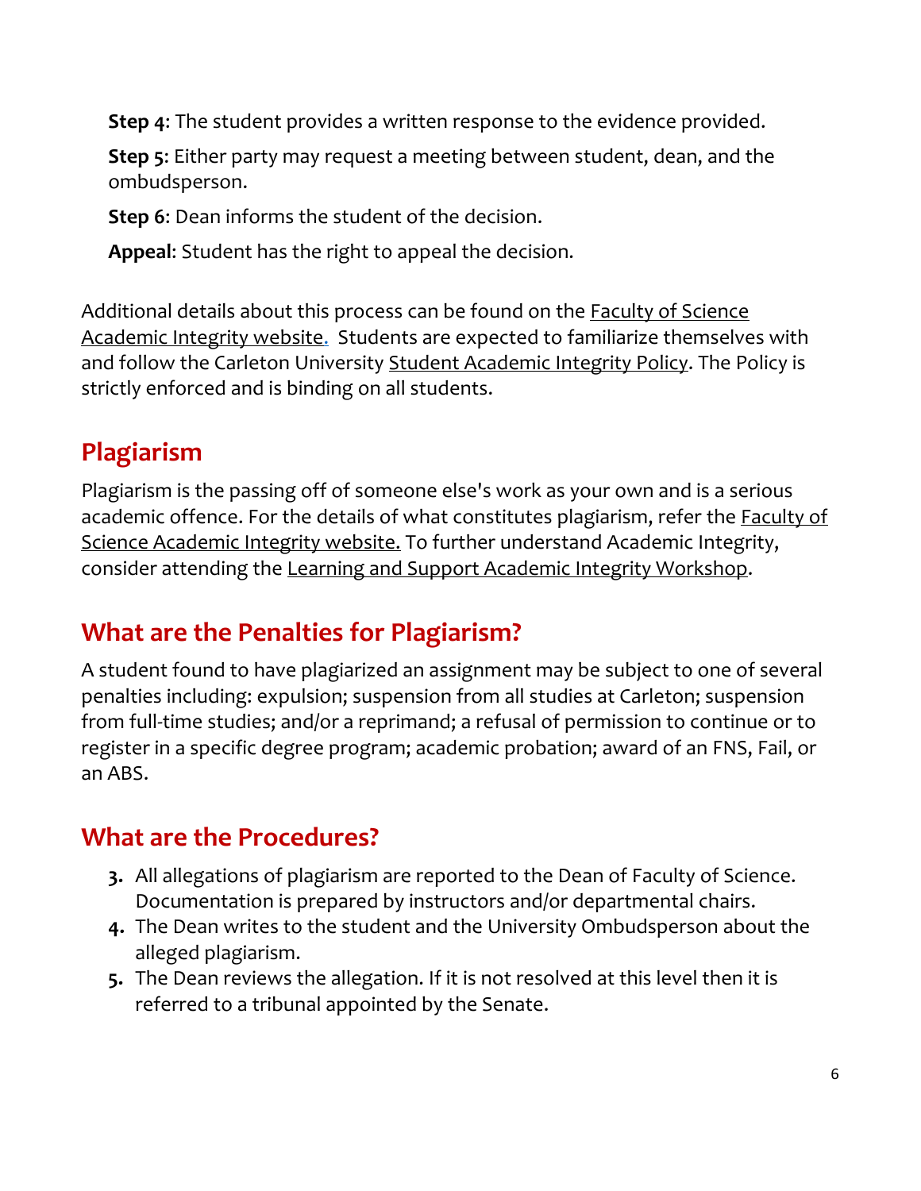**Step 4**: The student provides a written response to the evidence provided.

**Step 5**: Either party may request a meeting between student, dean, and the ombudsperson.

**Step 6**: Dean informs the student of the decision.

**Appeal**: Student has the right to appeal the decision.

Additional details about this process can be found on the Faculty of Science Academic Integrity website. Students are expected to familiarize themselves with and follow the Carleton University Student Academic Integrity Policy. The Policy is strictly enforced and is binding on all students.

## Plagiarism

Plagiarism is the passing off of someone else's work as your own and is a serious academic offence. For the details of what constitutes plagiarism, refer the Faculty of Science Academic Integrity website. To further understand Academic Integrity, consider attending the Learning and Support Academic Integrity Workshop.

## What are the Penalties for Plagiarism?

A student found to have plagiarized an assignment may be subject to one of several penalties including: expulsion; suspension from all studies at Carleton; suspension from full-time studies; and/or a reprimand; a refusal of permission to continue or to register in a specific degree program; academic probation; award of an FNS, Fail, or an ABS.

## What are the Procedures?

3. All allegations of plagiarism are reported to the Dean of Faculty of Science. Documentation is prepared by instructors and/or departmental chairs.
4. The Dean writes to the student and the University Ombudsperson about the alleged plagiarism.
5. The Dean reviews the allegation. If it is not resolved at this level then it is referred to a tribunal appointed by the Senate.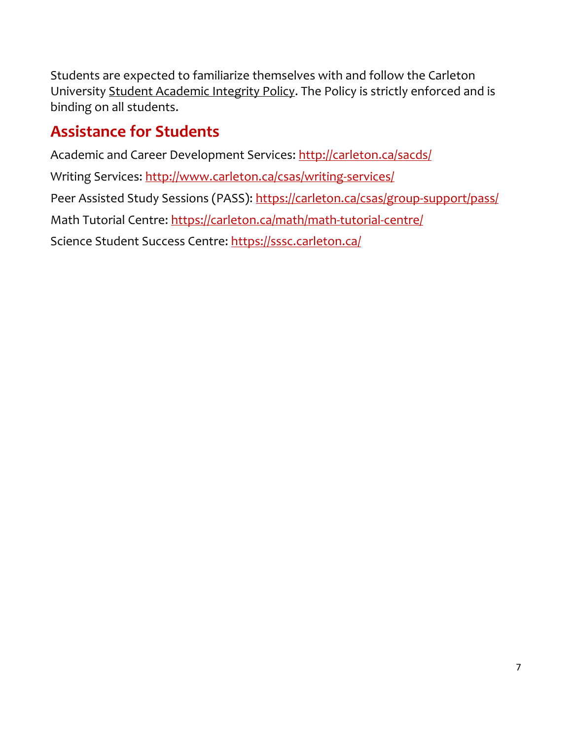Students are expected to familiarize themselves with and follow the Carleton University Student Academic Integrity Policy. The Policy is strictly enforced and is binding on all students.

## Assistance for Students

Academic and Career Development Services: http://carleton.ca/sacds/

Writing Services: http://www.carleton.ca/csas/writing-services/

Peer Assisted Study Sessions (PASS): https://carleton.ca/csas/group-support/pass/

Math Tutorial Centre: https://carleton.ca/math/math-tutorial-centre/

Science Student Success Centre: https://sssc.carleton.ca/